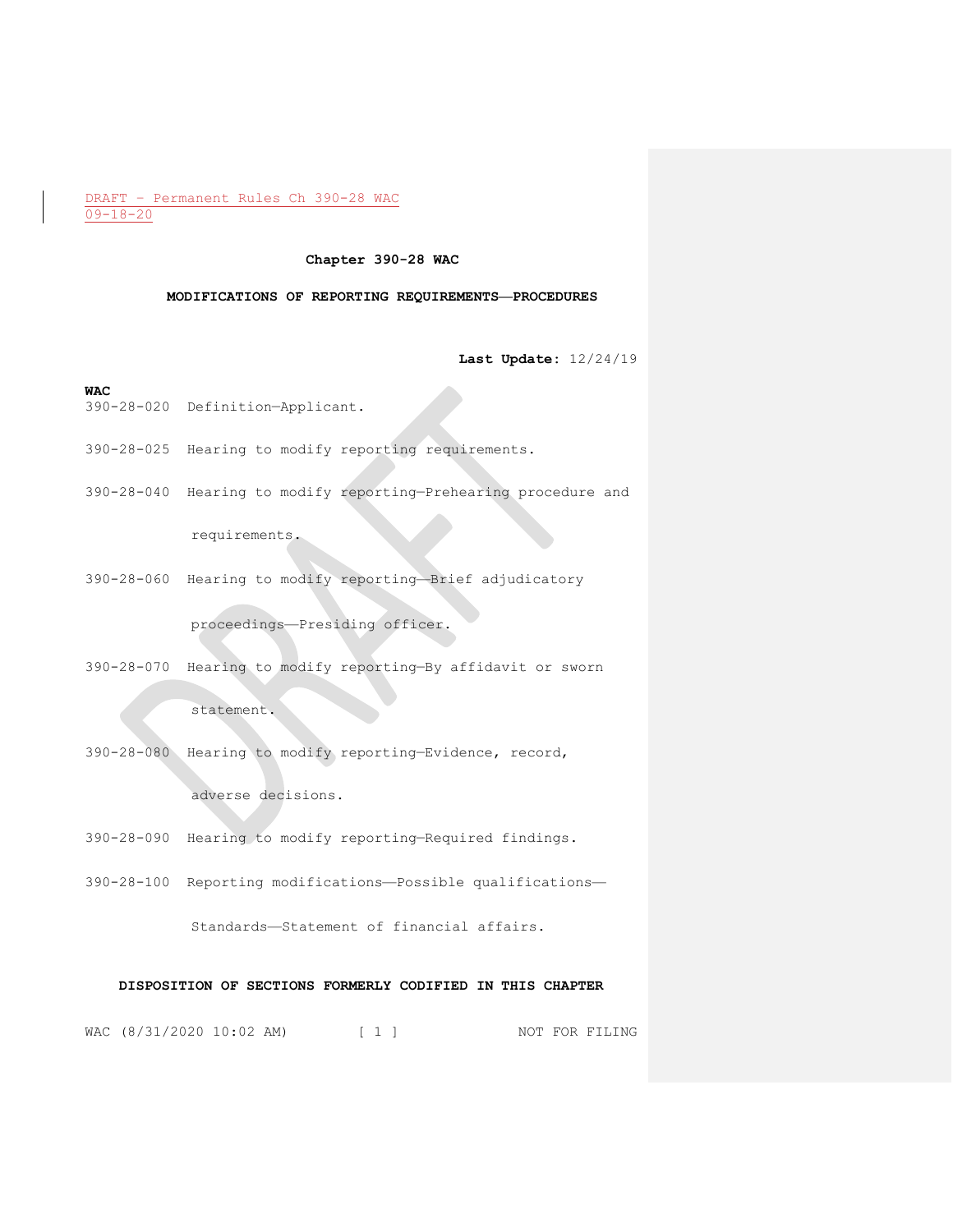DRAFT - Permanent Rules Ch 390-28 WAC
09-18-20

# Chapter 390-28 WAC

## MODIFICATIONS OF REPORTING REQUIREMENTS—PROCEDURES

**Last Update:** 12/24/19

**WAC**

390-28-020 Definition—Applicant.

390-28-025 Hearing to modify reporting requirements.

390-28-040 Hearing to modify reporting—Prehearing procedure and requirements.

390-28-060 Hearing to modify reporting—Brief adjudicatory proceedings—Presiding officer.

390-28-070 Hearing to modify reporting—By affidavit or sworn statement.

390-28-080 Hearing to modify reporting—Evidence, record, adverse decisions.

390-28-090 Hearing to modify reporting—Required findings.

390-28-100 Reporting modifications—Possible qualifications—Standards—Statement of financial affairs.

### DISPOSITION OF SECTIONS FORMERLY CODIFIED IN THIS CHAPTER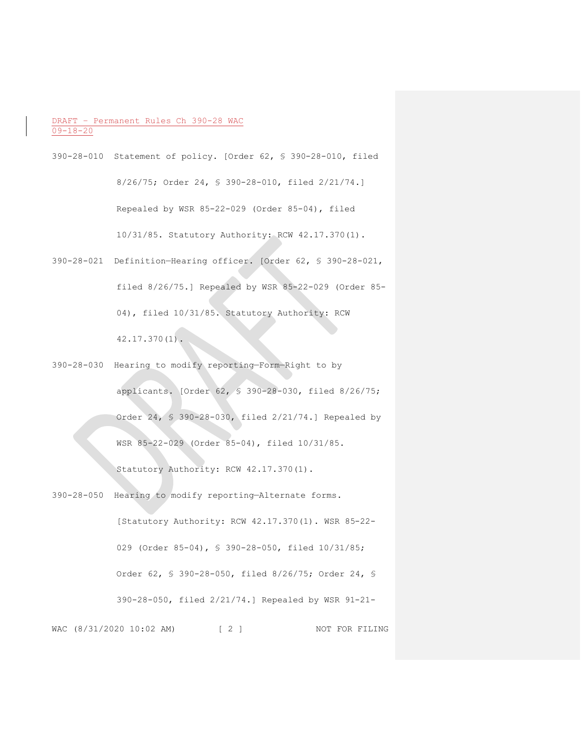DRAFT – Permanent Rules Ch 390-28 WAC
09-18-20

390-28-010 Statement of policy. [Order 62, § 390-28-010, filed 8/26/75; Order 24, § 390-28-010, filed 2/21/74.] Repealed by WSR 85-22-029 (Order 85-04), filed 10/31/85. Statutory Authority: RCW 42.17.370(1).

390-28-021 Definition—Hearing officer. [Order 62, § 390-28-021, filed 8/26/75.] Repealed by WSR 85-22-029 (Order 85-04), filed 10/31/85. Statutory Authority: RCW 42.17.370(1).

390-28-030 Hearing to modify reporting—Form—Right to by applicants. [Order 62, § 390-28-030, filed 8/26/75; Order 24, § 390-28-030, filed 2/21/74.] Repealed by WSR 85-22-029 (Order 85-04), filed 10/31/85. Statutory Authority: RCW 42.17.370(1).

390-28-050 Hearing to modify reporting—Alternate forms. [Statutory Authority: RCW 42.17.370(1). WSR 85-22-029 (Order 85-04), § 390-28-050, filed 10/31/85; Order 62, § 390-28-050, filed 8/26/75; Order 24, § 390-28-050, filed 2/21/74.] Repealed by WSR 91-21-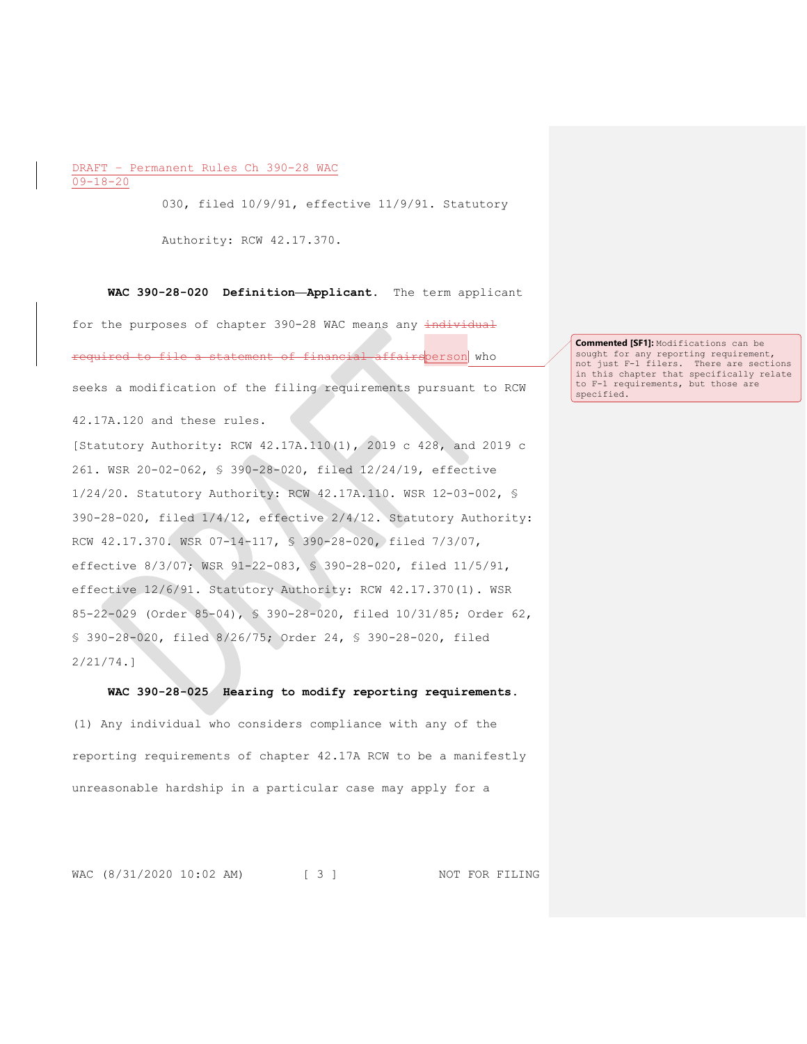030, filed 10/9/91, effective 11/9/91. Statutory Authority: RCW 42.17.370.

**WAC 390-28-020 Definition—Applicant.** The term applicant for the purposes of chapter 390-28 WAC means any ~~individual required to file a statement of financial affairs~~person who seeks a modification of the filing requirements pursuant to RCW 42.17A.120 and these rules.

> **Commented [SF1]:** Modifications can be sought for any reporting requirement, not just F-1 filers. There are sections in this chapter that specifically relate to F-1 requirements, but those are specified.

[Statutory Authority: RCW 42.17A.110(1), 2019 c 428, and 2019 c 261. WSR 20-02-062, § 390-28-020, filed 12/24/19, effective 1/24/20. Statutory Authority: RCW 42.17A.110. WSR 12-03-002, § 390-28-020, filed 1/4/12, effective 2/4/12. Statutory Authority: RCW 42.17.370. WSR 07-14-117, § 390-28-020, filed 7/3/07, effective 8/3/07; WSR 91-22-083, § 390-28-020, filed 11/5/91, effective 12/6/91. Statutory Authority: RCW 42.17.370(1). WSR 85-22-029 (Order 85-04), § 390-28-020, filed 10/31/85; Order 62, § 390-28-020, filed 8/26/75; Order 24, § 390-28-020, filed 2/21/74.]

**WAC 390-28-025 Hearing to modify reporting requirements.** (1) Any individual who considers compliance with any of the reporting requirements of chapter 42.17A RCW to be a manifestly unreasonable hardship in a particular case may apply for a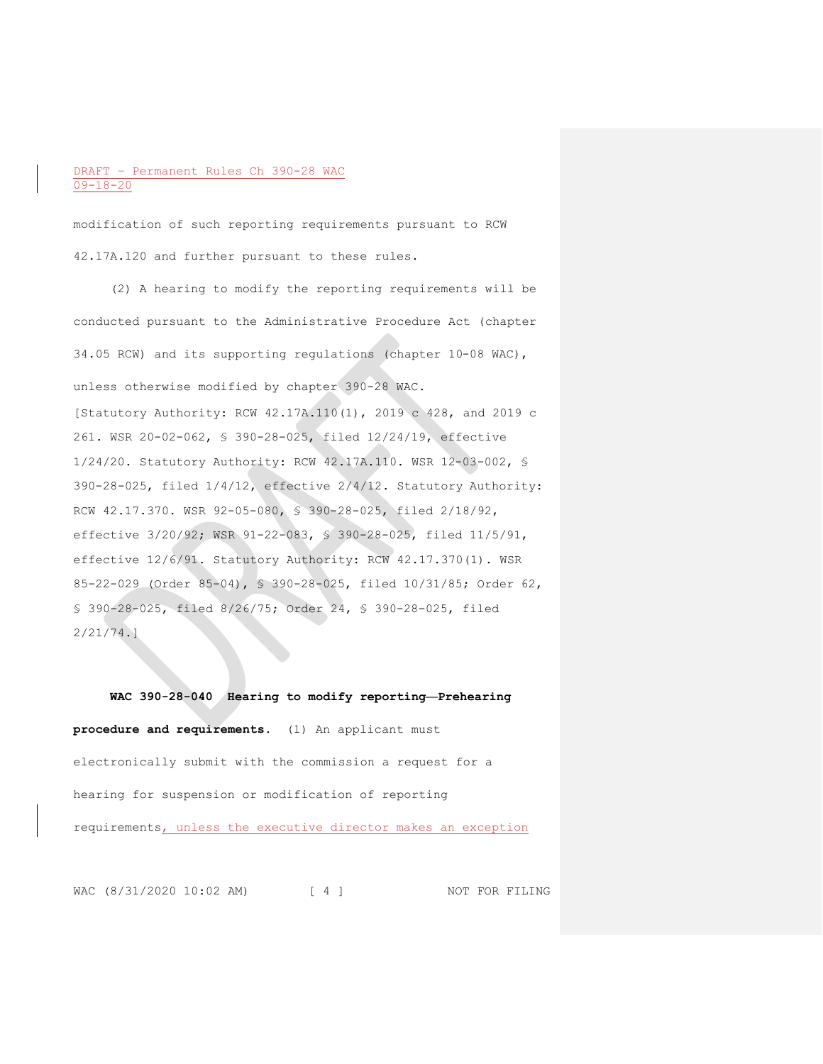modification of such reporting requirements pursuant to RCW 42.17A.120 and further pursuant to these rules.

(2) A hearing to modify the reporting requirements will be conducted pursuant to the Administrative Procedure Act (chapter 34.05 RCW) and its supporting regulations (chapter 10-08 WAC), unless otherwise modified by chapter 390-28 WAC.

[Statutory Authority: RCW 42.17A.110(1), 2019 c 428, and 2019 c 261. WSR 20-02-062, § 390-28-025, filed 12/24/19, effective 1/24/20. Statutory Authority: RCW 42.17A.110. WSR 12-03-002, § 390-28-025, filed 1/4/12, effective 2/4/12. Statutory Authority: RCW 42.17.370. WSR 92-05-080, § 390-28-025, filed 2/18/92, effective 3/20/92; WSR 91-22-083, § 390-28-025, filed 11/5/91, effective 12/6/91. Statutory Authority: RCW 42.17.370(1). WSR 85-22-029 (Order 85-04), § 390-28-025, filed 10/31/85; Order 62, § 390-28-025, filed 8/26/75; Order 24, § 390-28-025, filed 2/21/74.]

**WAC 390-28-040 Hearing to modify reporting—Prehearing procedure and requirements.** (1) An applicant must electronically submit with the commission a request for a hearing for suspension or modification of reporting requirements, unless the executive director makes an exception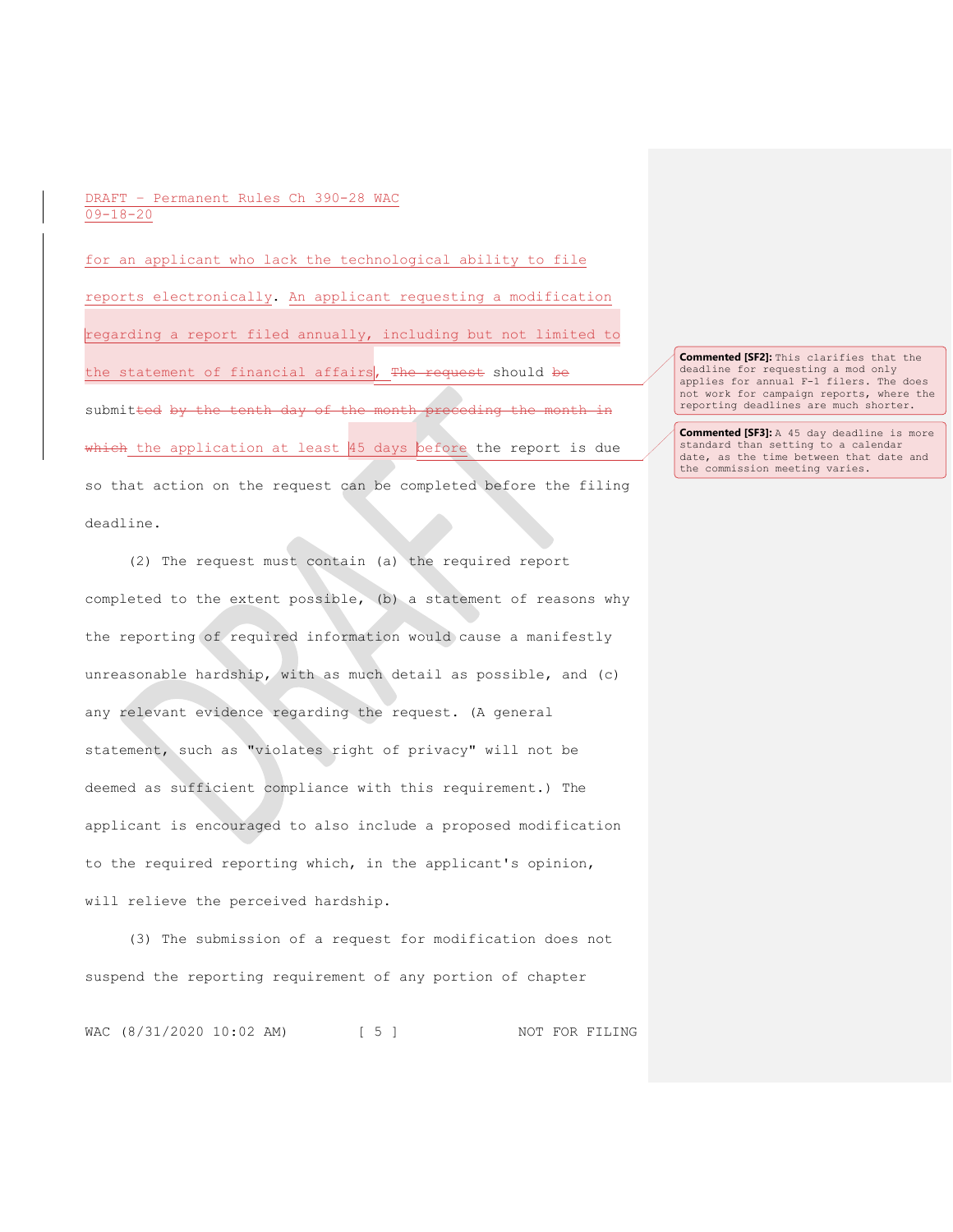for an applicant who lack the technological ability to file reports electronically. An applicant requesting a modification regarding a report filed annually, including but not limited to the statement of financial affairs, ~~The request~~ should ~~be~~ submit~~ted by the tenth day of the month preceding the month in which~~ the application at least 45 days before the report is due so that action on the request can be completed before the filing deadline.

(2) The request must contain (a) the required report completed to the extent possible, (b) a statement of reasons why the reporting of required information would cause a manifestly unreasonable hardship, with as much detail as possible, and (c) any relevant evidence regarding the request. (A general statement, such as "violates right of privacy" will not be deemed as sufficient compliance with this requirement.) The applicant is encouraged to also include a proposed modification to the required reporting which, in the applicant's opinion, will relieve the perceived hardship.

(3) The submission of a request for modification does not suspend the reporting requirement of any portion of chapter

**Commented [SF2]:** This clarifies that the deadline for requesting a mod only applies for annual F-1 filers. The does not work for campaign reports, where the reporting deadlines are much shorter.

**Commented [SF3]:** A 45 day deadline is more standard than setting to a calendar date, as the time between that date and the commission meeting varies.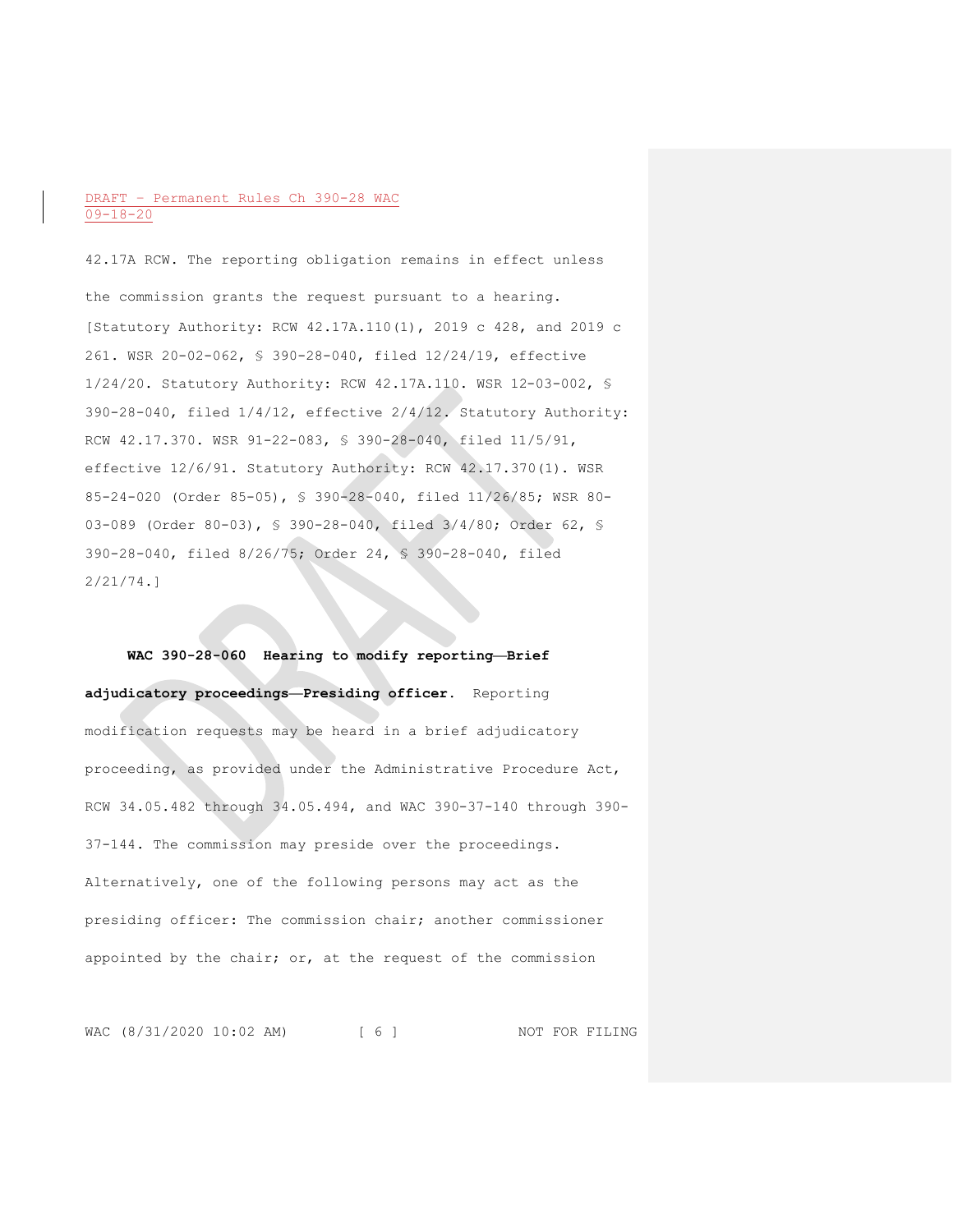42.17A RCW. The reporting obligation remains in effect unless the commission grants the request pursuant to a hearing. [Statutory Authority: RCW 42.17A.110(1), 2019 c 428, and 2019 c 261. WSR 20-02-062, § 390-28-040, filed 12/24/19, effective 1/24/20. Statutory Authority: RCW 42.17A.110. WSR 12-03-002, § 390-28-040, filed 1/4/12, effective 2/4/12. Statutory Authority: RCW 42.17.370. WSR 91-22-083, § 390-28-040, filed 11/5/91, effective 12/6/91. Statutory Authority: RCW 42.17.370(1). WSR 85-24-020 (Order 85-05), § 390-28-040, filed 11/26/85; WSR 80-03-089 (Order 80-03), § 390-28-040, filed 3/4/80; Order 62, § 390-28-040, filed 8/26/75; Order 24, § 390-28-040, filed 2/21/74.]

**WAC 390-28-060 Hearing to modify reporting—Brief adjudicatory proceedings—Presiding officer.** Reporting modification requests may be heard in a brief adjudicatory proceeding, as provided under the Administrative Procedure Act, RCW 34.05.482 through 34.05.494, and WAC 390-37-140 through 390-37-144. The commission may preside over the proceedings. Alternatively, one of the following persons may act as the presiding officer: The commission chair; another commissioner appointed by the chair; or, at the request of the commission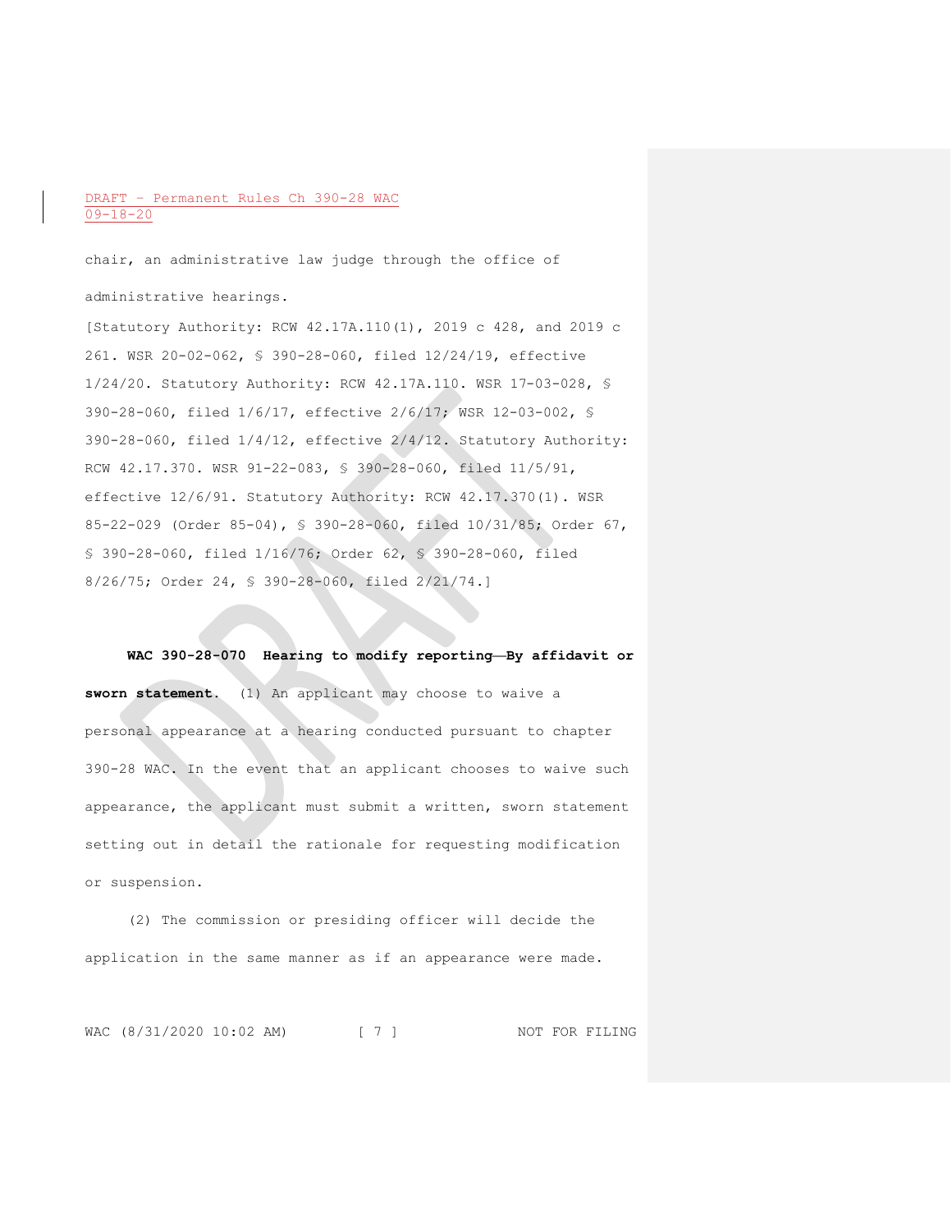chair, an administrative law judge through the office of administrative hearings.

[Statutory Authority: RCW 42.17A.110(1), 2019 c 428, and 2019 c 261. WSR 20-02-062, § 390-28-060, filed 12/24/19, effective 1/24/20. Statutory Authority: RCW 42.17A.110. WSR 17-03-028, § 390-28-060, filed 1/6/17, effective 2/6/17; WSR 12-03-002, § 390-28-060, filed 1/4/12, effective 2/4/12. Statutory Authority: RCW 42.17.370. WSR 91-22-083, § 390-28-060, filed 11/5/91, effective 12/6/91. Statutory Authority: RCW 42.17.370(1). WSR 85-22-029 (Order 85-04), § 390-28-060, filed 10/31/85; Order 67, § 390-28-060, filed 1/16/76; Order 62, § 390-28-060, filed 8/26/75; Order 24, § 390-28-060, filed 2/21/74.]

**WAC 390-28-070 Hearing to modify reporting—By affidavit or sworn statement.** (1) An applicant may choose to waive a personal appearance at a hearing conducted pursuant to chapter 390-28 WAC. In the event that an applicant chooses to waive such appearance, the applicant must submit a written, sworn statement setting out in detail the rationale for requesting modification or suspension.

(2) The commission or presiding officer will decide the application in the same manner as if an appearance were made.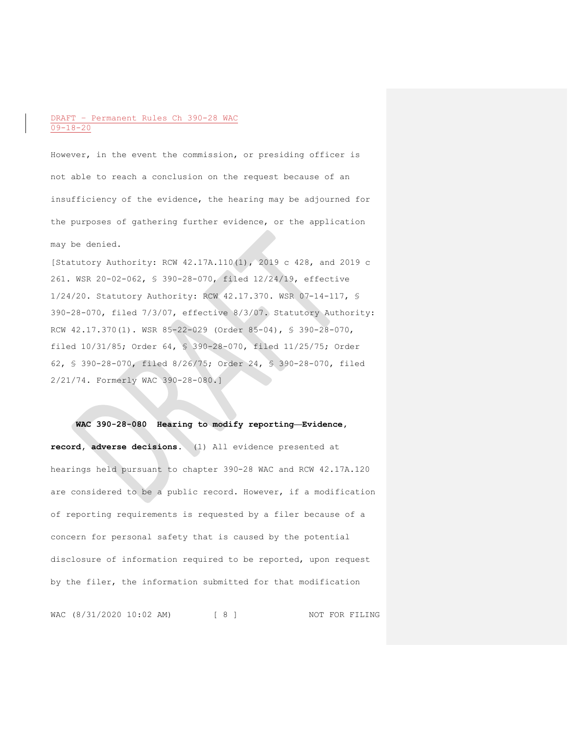However, in the event the commission, or presiding officer is not able to reach a conclusion on the request because of an insufficiency of the evidence, the hearing may be adjourned for the purposes of gathering further evidence, or the application may be denied.

[Statutory Authority: RCW 42.17A.110(1), 2019 c 428, and 2019 c 261. WSR 20-02-062, § 390-28-070, filed 12/24/19, effective 1/24/20. Statutory Authority: RCW 42.17.370. WSR 07-14-117, § 390-28-070, filed 7/3/07, effective 8/3/07. Statutory Authority: RCW 42.17.370(1). WSR 85-22-029 (Order 85-04), § 390-28-070, filed 10/31/85; Order 64, § 390-28-070, filed 11/25/75; Order 62, § 390-28-070, filed 8/26/75; Order 24, § 390-28-070, filed 2/21/74. Formerly WAC 390-28-080.]

**WAC 390-28-080 Hearing to modify reporting—Evidence, record, adverse decisions.** (1) All evidence presented at hearings held pursuant to chapter 390-28 WAC and RCW 42.17A.120 are considered to be a public record. However, if a modification of reporting requirements is requested by a filer because of a concern for personal safety that is caused by the potential disclosure of information required to be reported, upon request by the filer, the information submitted for that modification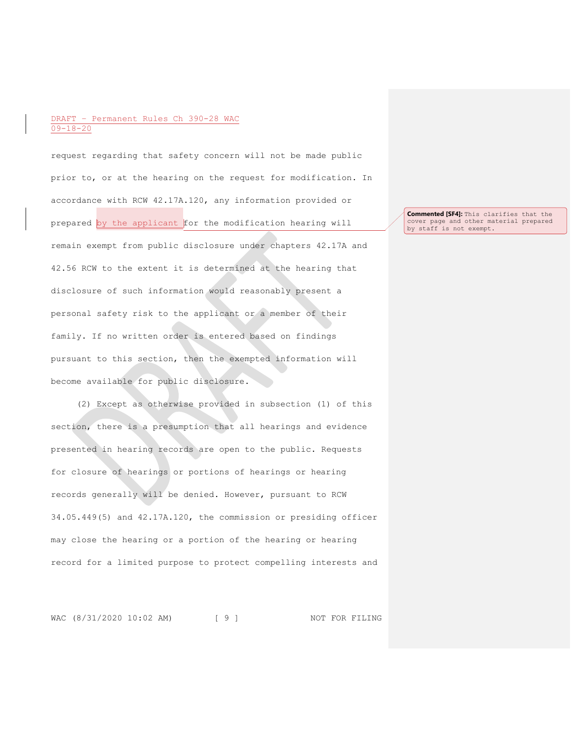request regarding that safety concern will not be made public prior to, or at the hearing on the request for modification. In accordance with RCW 42.17A.120, any information provided or prepared by the applicant for the modification hearing will remain exempt from public disclosure under chapters 42.17A and 42.56 RCW to the extent it is determined at the hearing that disclosure of such information would reasonably present a personal safety risk to the applicant or a member of their family. If no written order is entered based on findings pursuant to this section, then the exempted information will become available for public disclosure.

**Commented [SF4]:** This clarifies that the cover page and other material prepared by staff is not exempt.

(2) Except as otherwise provided in subsection (1) of this section, there is a presumption that all hearings and evidence presented in hearing records are open to the public. Requests for closure of hearings or portions of hearings or hearing records generally will be denied. However, pursuant to RCW 34.05.449(5) and 42.17A.120, the commission or presiding officer may close the hearing or a portion of the hearing or hearing record for a limited purpose to protect compelling interests and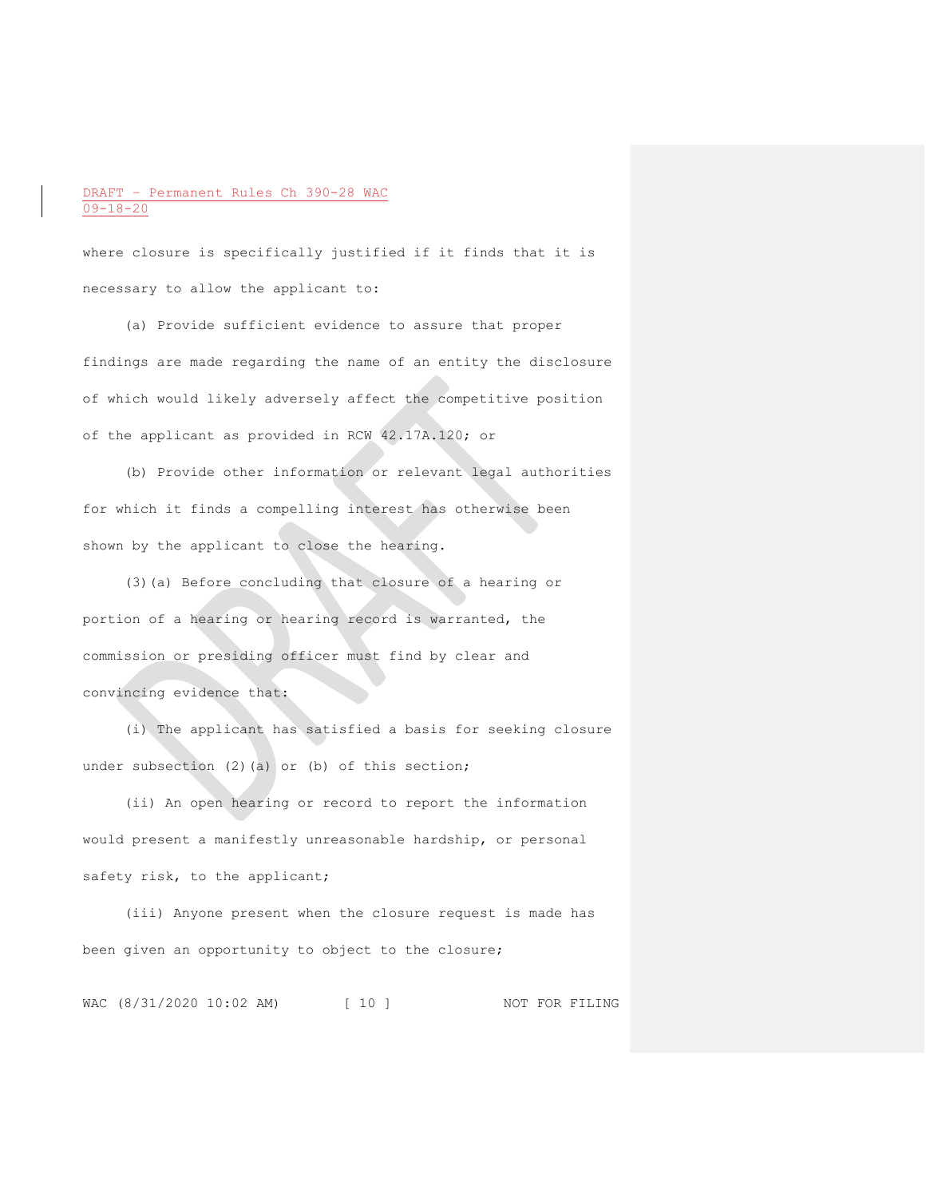where closure is specifically justified if it finds that it is necessary to allow the applicant to:

(a) Provide sufficient evidence to assure that proper findings are made regarding the name of an entity the disclosure of which would likely adversely affect the competitive position of the applicant as provided in RCW 42.17A.120; or

(b) Provide other information or relevant legal authorities for which it finds a compelling interest has otherwise been shown by the applicant to close the hearing.

(3)(a) Before concluding that closure of a hearing or portion of a hearing or hearing record is warranted, the commission or presiding officer must find by clear and convincing evidence that:

(i) The applicant has satisfied a basis for seeking closure under subsection (2)(a) or (b) of this section;

(ii) An open hearing or record to report the information would present a manifestly unreasonable hardship, or personal safety risk, to the applicant;

(iii) Anyone present when the closure request is made has been given an opportunity to object to the closure;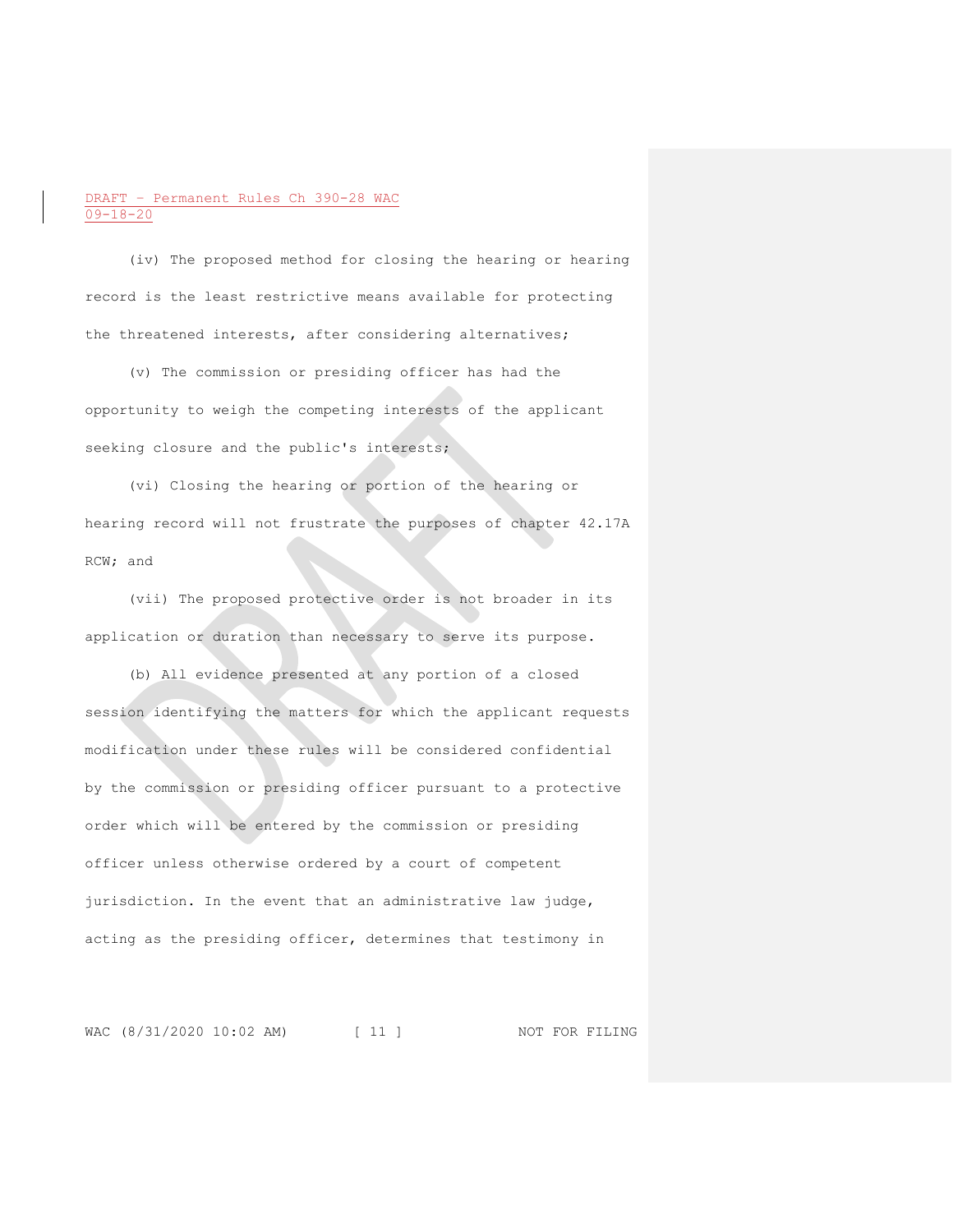(iv) The proposed method for closing the hearing or hearing record is the least restrictive means available for protecting the threatened interests, after considering alternatives;

(v) The commission or presiding officer has had the opportunity to weigh the competing interests of the applicant seeking closure and the public's interests;

(vi) Closing the hearing or portion of the hearing or hearing record will not frustrate the purposes of chapter 42.17A RCW; and

(vii) The proposed protective order is not broader in its application or duration than necessary to serve its purpose.

(b) All evidence presented at any portion of a closed session identifying the matters for which the applicant requests modification under these rules will be considered confidential by the commission or presiding officer pursuant to a protective order which will be entered by the commission or presiding officer unless otherwise ordered by a court of competent jurisdiction. In the event that an administrative law judge, acting as the presiding officer, determines that testimony in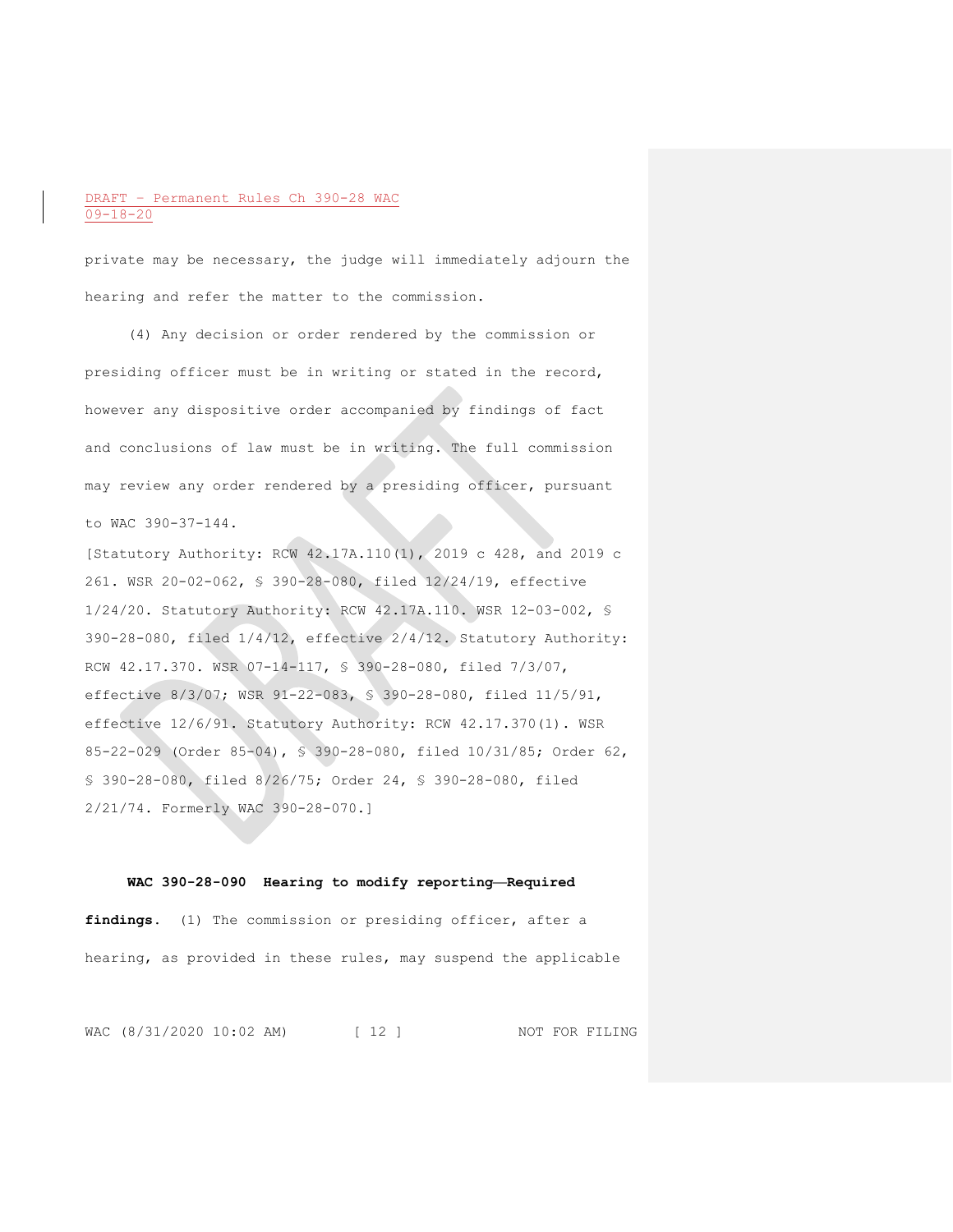private may be necessary, the judge will immediately adjourn the hearing and refer the matter to the commission.

(4) Any decision or order rendered by the commission or presiding officer must be in writing or stated in the record, however any dispositive order accompanied by findings of fact and conclusions of law must be in writing. The full commission may review any order rendered by a presiding officer, pursuant to WAC 390-37-144.

[Statutory Authority: RCW 42.17A.110(1), 2019 c 428, and 2019 c 261. WSR 20-02-062, § 390-28-080, filed 12/24/19, effective 1/24/20. Statutory Authority: RCW 42.17A.110. WSR 12-03-002, § 390-28-080, filed 1/4/12, effective 2/4/12. Statutory Authority: RCW 42.17.370. WSR 07-14-117, § 390-28-080, filed 7/3/07, effective 8/3/07; WSR 91-22-083, § 390-28-080, filed 11/5/91, effective 12/6/91. Statutory Authority: RCW 42.17.370(1). WSR 85-22-029 (Order 85-04), § 390-28-080, filed 10/31/85; Order 62, § 390-28-080, filed 8/26/75; Order 24, § 390-28-080, filed 2/21/74. Formerly WAC 390-28-070.]

**WAC 390-28-090 Hearing to modify reporting—Required findings.** (1) The commission or presiding officer, after a hearing, as provided in these rules, may suspend the applicable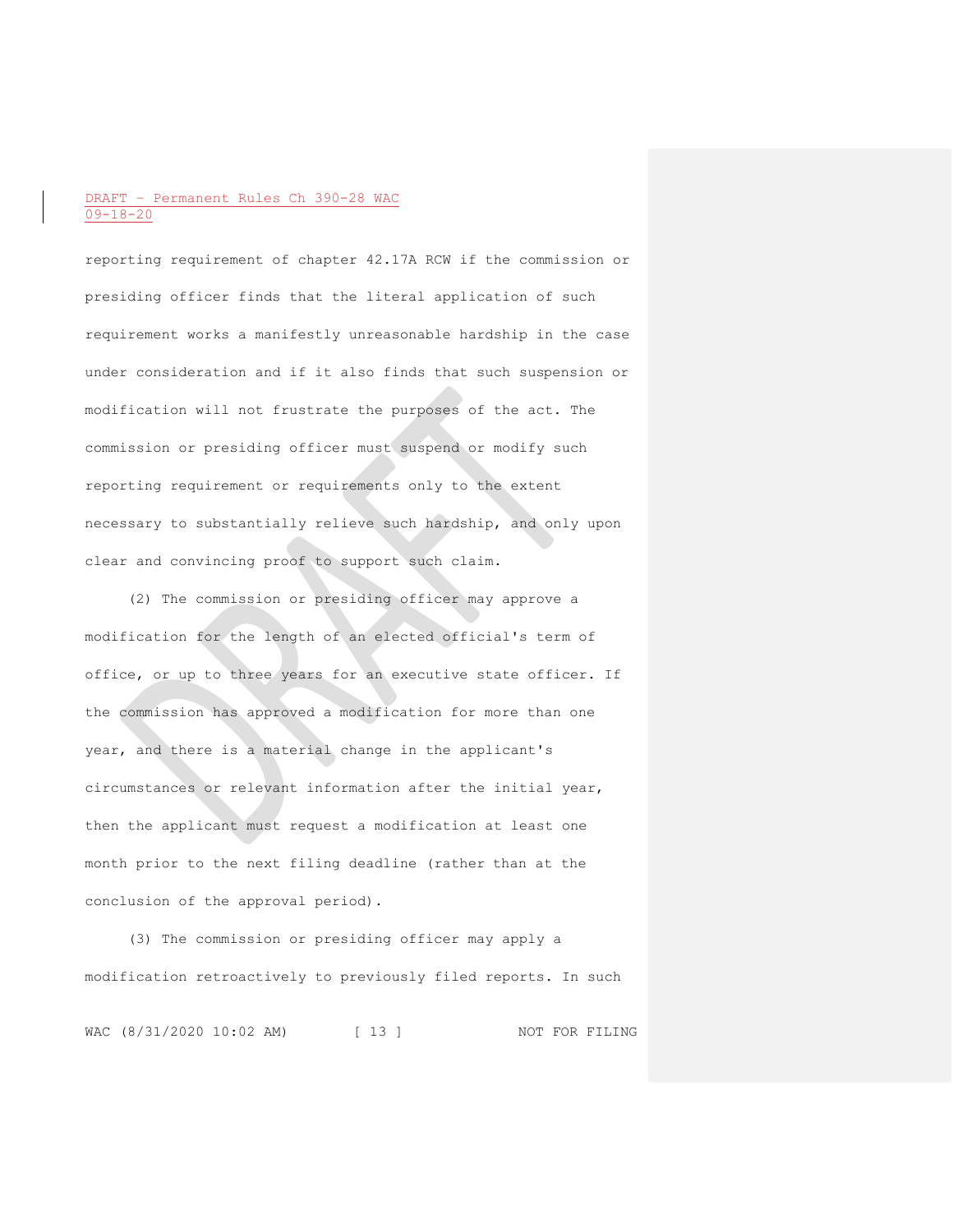reporting requirement of chapter 42.17A RCW if the commission or presiding officer finds that the literal application of such requirement works a manifestly unreasonable hardship in the case under consideration and if it also finds that such suspension or modification will not frustrate the purposes of the act. The commission or presiding officer must suspend or modify such reporting requirement or requirements only to the extent necessary to substantially relieve such hardship, and only upon clear and convincing proof to support such claim.

(2) The commission or presiding officer may approve a modification for the length of an elected official's term of office, or up to three years for an executive state officer. If the commission has approved a modification for more than one year, and there is a material change in the applicant's circumstances or relevant information after the initial year, then the applicant must request a modification at least one month prior to the next filing deadline (rather than at the conclusion of the approval period).

(3) The commission or presiding officer may apply a modification retroactively to previously filed reports. In such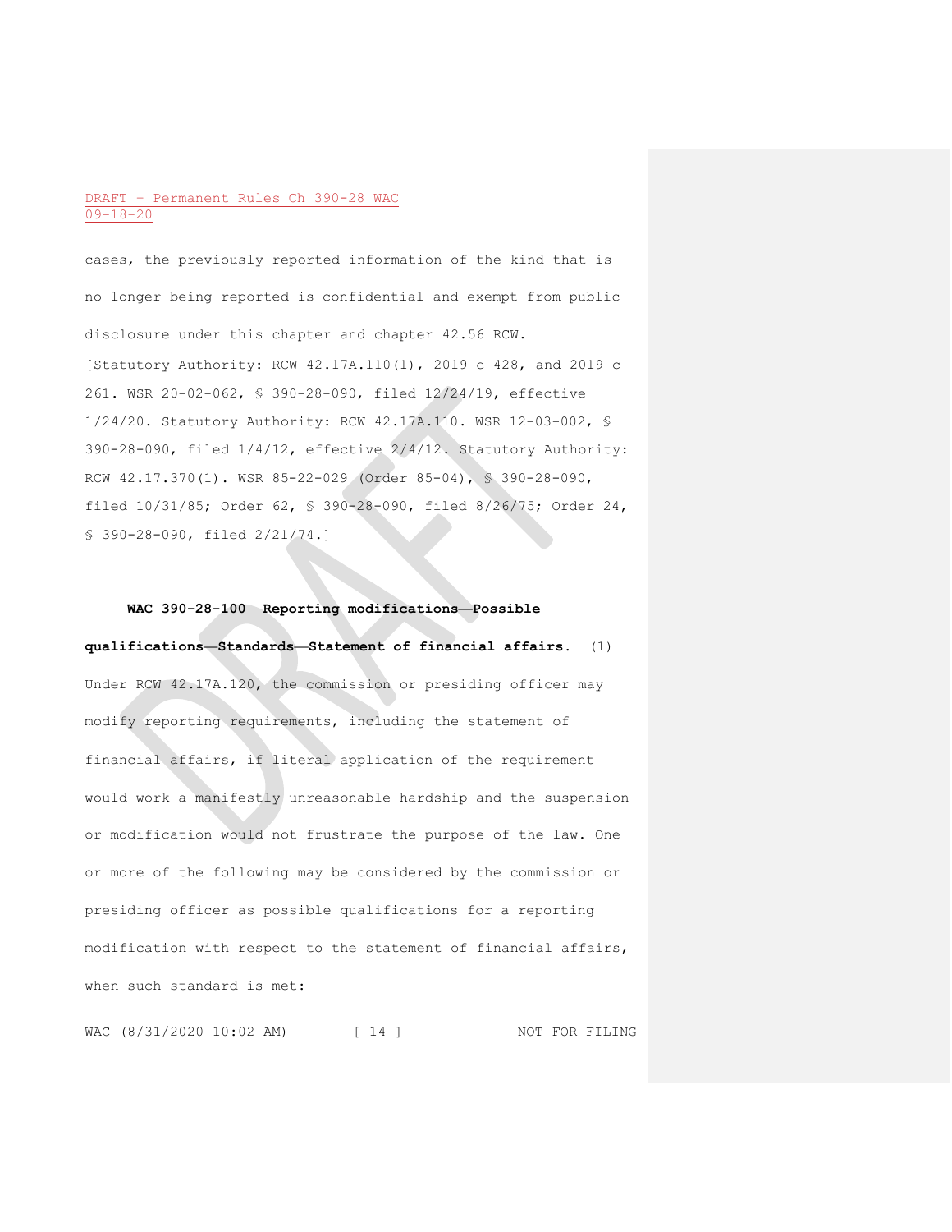cases, the previously reported information of the kind that is no longer being reported is confidential and exempt from public disclosure under this chapter and chapter 42.56 RCW.

[Statutory Authority: RCW 42.17A.110(1), 2019 c 428, and 2019 c 261. WSR 20-02-062, § 390-28-090, filed 12/24/19, effective 1/24/20. Statutory Authority: RCW 42.17A.110. WSR 12-03-002, § 390-28-090, filed 1/4/12, effective 2/4/12. Statutory Authority: RCW 42.17.370(1). WSR 85-22-029 (Order 85-04), § 390-28-090, filed 10/31/85; Order 62, § 390-28-090, filed 8/26/75; Order 24, § 390-28-090, filed 2/21/74.]

**WAC 390-28-100 Reporting modifications—Possible qualifications—Standards—Statement of financial affairs.** (1) Under RCW 42.17A.120, the commission or presiding officer may modify reporting requirements, including the statement of financial affairs, if literal application of the requirement would work a manifestly unreasonable hardship and the suspension or modification would not frustrate the purpose of the law. One or more of the following may be considered by the commission or presiding officer as possible qualifications for a reporting modification with respect to the statement of financial affairs, when such standard is met: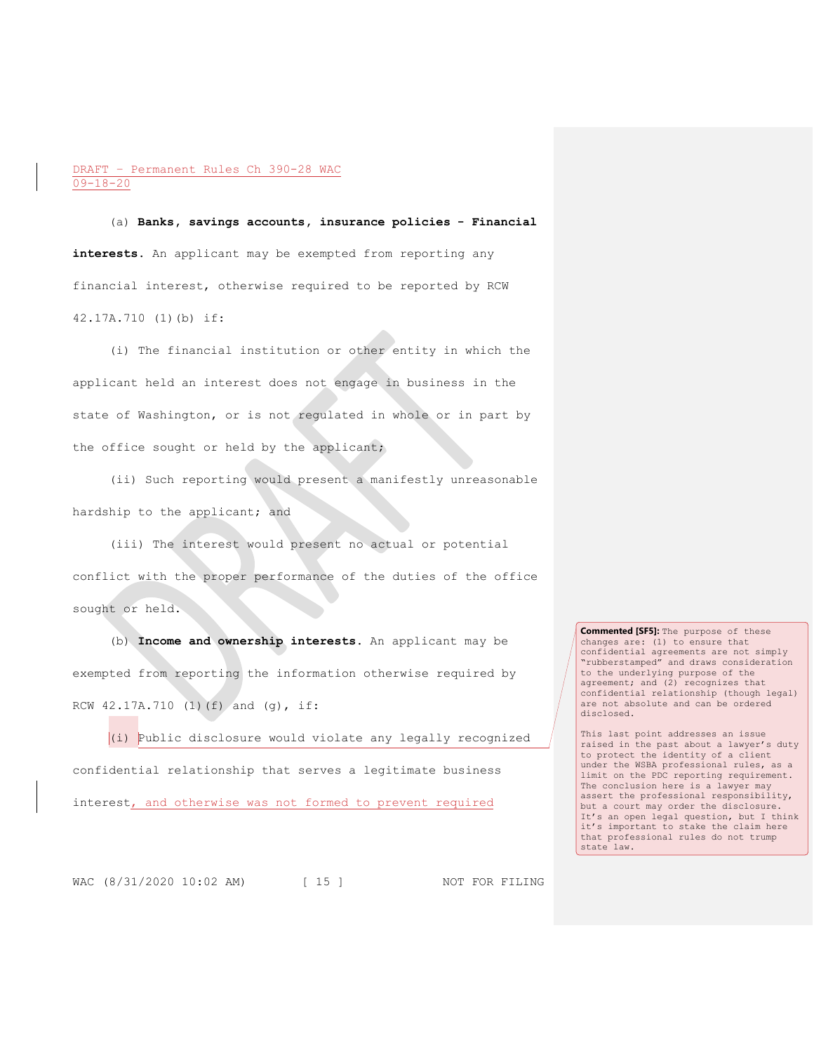(a) **Banks, savings accounts, insurance policies - Financial interests.** An applicant may be exempted from reporting any financial interest, otherwise required to be reported by RCW 42.17A.710 (1)(b) if:

(i) The financial institution or other entity in which the applicant held an interest does not engage in business in the state of Washington, or is not regulated in whole or in part by the office sought or held by the applicant;

(ii) Such reporting would present a manifestly unreasonable hardship to the applicant; and

(iii) The interest would present no actual or potential conflict with the proper performance of the duties of the office sought or held.

(b) **Income and ownership interests.** An applicant may be exempted from reporting the information otherwise required by RCW 42.17A.710 (1)(f) and (g), if:

(i) Public disclosure would violate any legally recognized confidential relationship that serves a legitimate business interest, and otherwise was not formed to prevent required

**Commented [SF5]:** The purpose of these changes are: (1) to ensure that confidential agreements are not simply "rubberstamped" and draws consideration to the underlying purpose of the agreement; and (2) recognizes that confidential relationship (though legal) are not absolute and can be ordered disclosed.

This last point addresses an issue raised in the past about a lawyer's duty to protect the identity of a client under the WSBA professional rules, as a limit on the PDC reporting requirement. The conclusion here is a lawyer may assert the professional responsibility, but a court may order the disclosure. It's an open legal question, but I think it's important to stake the claim here that professional rules do not trump state law.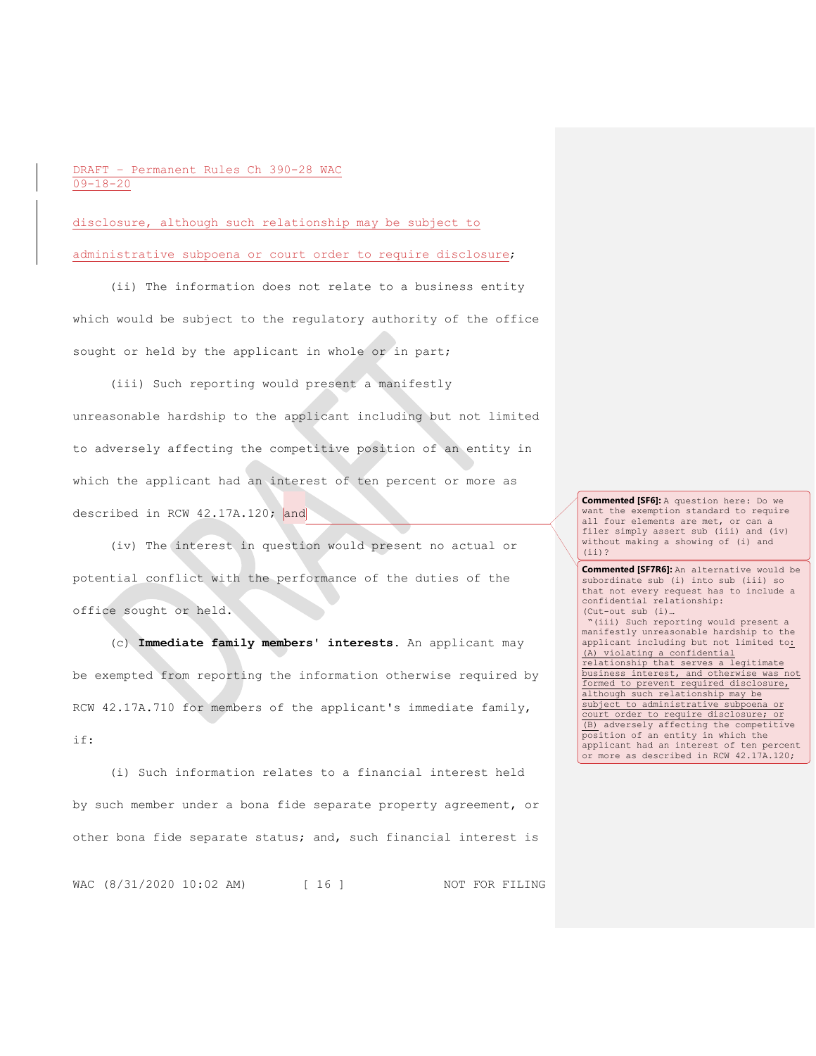disclosure, although such relationship may be subject to administrative subpoena or court order to require disclosure;

(ii) The information does not relate to a business entity which would be subject to the regulatory authority of the office sought or held by the applicant in whole or in part;

(iii) Such reporting would present a manifestly unreasonable hardship to the applicant including but not limited to adversely affecting the competitive position of an entity in which the applicant had an interest of ten percent or more as described in RCW 42.17A.120; and

(iv) The interest in question would present no actual or potential conflict with the performance of the duties of the office sought or held.

(c) **Immediate family members' interests.** An applicant may be exempted from reporting the information otherwise required by RCW 42.17A.710 for members of the applicant's immediate family, if:

(i) Such information relates to a financial interest held by such member under a bona fide separate property agreement, or other bona fide separate status; and, such financial interest is

**Commented [SF6]:** A question here: Do we want the exemption standard to require all four elements are met, or can a filer simply assert sub (iii) and (iv) without making a showing of (i) and (ii)?

**Commented [SF7R6]:** An alternative would be subordinate sub (i) into sub (iii) so that not every request has to include a confidential relationship:
(Cut-out sub (i)…
"(iii) Such reporting would present a manifestly unreasonable hardship to the applicant including but not limited to: (A) violating a confidential relationship that serves a legitimate business interest, and otherwise was not formed to prevent required disclosure, although such relationship may be subject to administrative subpoena or court order to require disclosure; or (B) adversely affecting the competitive position of an entity in which the applicant had an interest of ten percent or more as described in RCW 42.17A.120;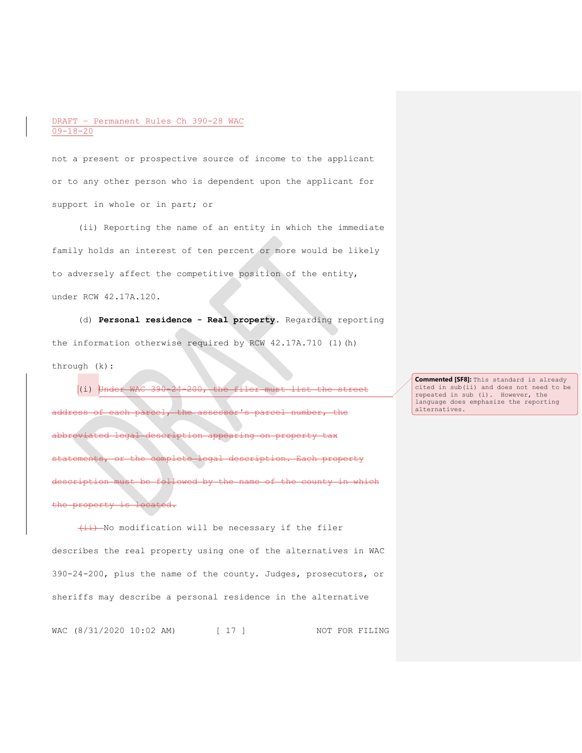not a present or prospective source of income to the applicant or to any other person who is dependent upon the applicant for support in whole or in part; or

(ii) Reporting the name of an entity in which the immediate family holds an interest of ten percent or more would be likely to adversely affect the competitive position of the entity, under RCW 42.17A.120.

(d) **Personal residence - Real property**. Regarding reporting the information otherwise required by RCW 42.17A.710 (1)(h) through (k):

(i) ~~Under WAC 390-24-200, the filer must list the street address of each parcel, the assessor's parcel number, the abbreviated legal description appearing on property tax statements, or the complete legal description. Each property description must be followed by the name of the county in which the property is located.~~

~~(ii)~~ No modification will be necessary if the filer describes the real property using one of the alternatives in WAC 390-24-200, plus the name of the county. Judges, prosecutors, or sheriffs may describe a personal residence in the alternative

**Commented [SF8]:** This standard is already cited in sub(ii) and does not need to be repeated in sub (i). However, the language does emphasize the reporting alternatives.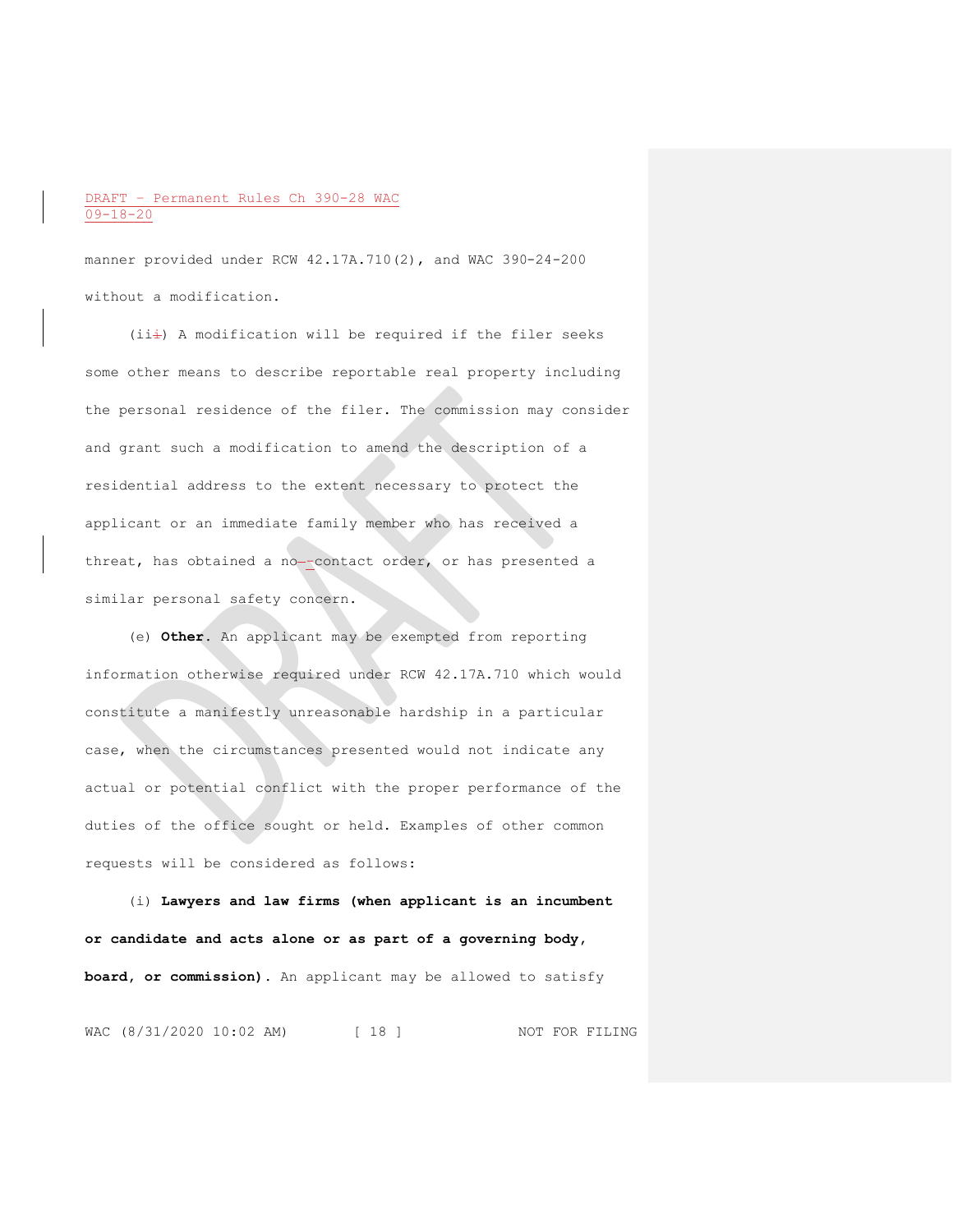manner provided under RCW 42.17A.710(2), and WAC 390-24-200 without a modification.

(ii~~i~~) A modification will be required if the filer seeks some other means to describe reportable real property including the personal residence of the filer. The commission may consider and grant such a modification to amend the description of a residential address to the extent necessary to protect the applicant or an immediate family member who has received a threat, has obtained a no-contact order, or has presented a similar personal safety concern.

(e) **Other.** An applicant may be exempted from reporting information otherwise required under RCW 42.17A.710 which would constitute a manifestly unreasonable hardship in a particular case, when the circumstances presented would not indicate any actual or potential conflict with the proper performance of the duties of the office sought or held. Examples of other common requests will be considered as follows:

(i) **Lawyers and law firms (when applicant is an incumbent or candidate and acts alone or as part of a governing body, board, or commission).** An applicant may be allowed to satisfy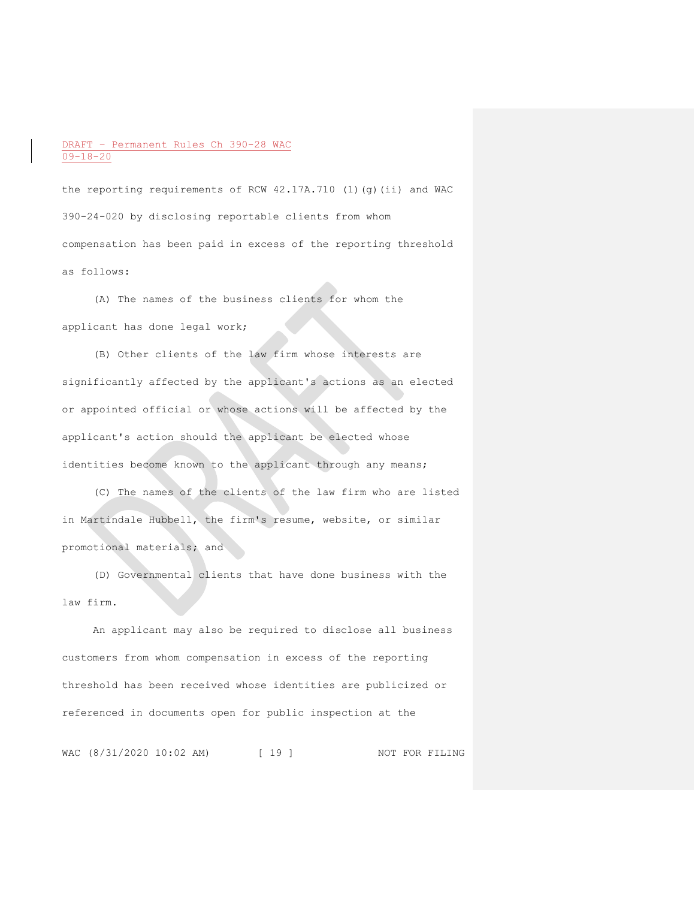the reporting requirements of RCW 42.17A.710 (1)(g)(ii) and WAC 390-24-020 by disclosing reportable clients from whom compensation has been paid in excess of the reporting threshold as follows:

(A) The names of the business clients for whom the applicant has done legal work;

(B) Other clients of the law firm whose interests are significantly affected by the applicant's actions as an elected or appointed official or whose actions will be affected by the applicant's action should the applicant be elected whose identities become known to the applicant through any means;

(C) The names of the clients of the law firm who are listed in Martindale Hubbell, the firm's resume, website, or similar promotional materials; and

(D) Governmental clients that have done business with the law firm.

An applicant may also be required to disclose all business customers from whom compensation in excess of the reporting threshold has been received whose identities are publicized or referenced in documents open for public inspection at the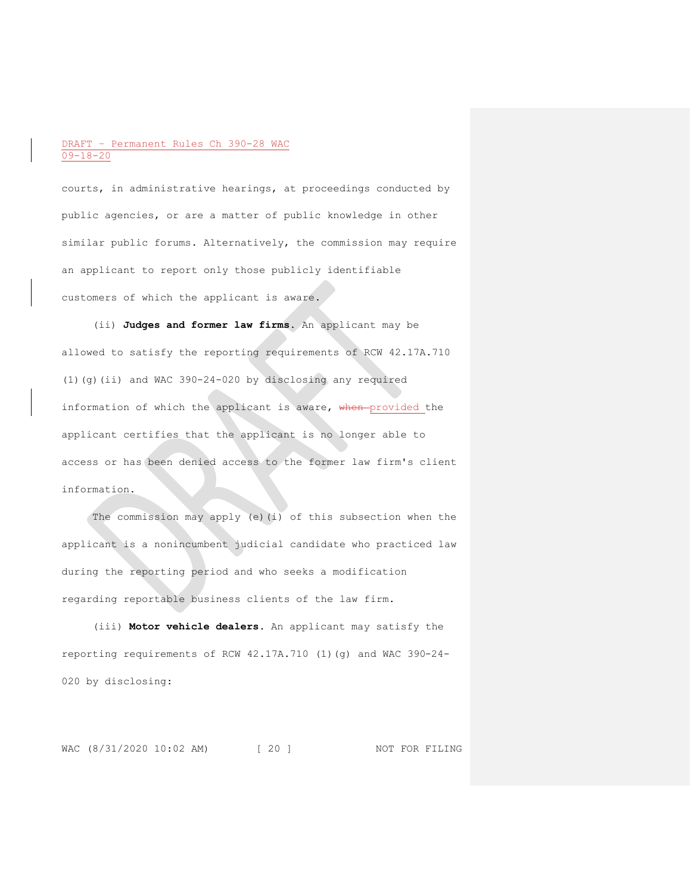courts, in administrative hearings, at proceedings conducted by public agencies, or are a matter of public knowledge in other similar public forums. Alternatively, the commission may require an applicant to report only those publicly identifiable customers of which the applicant is aware.

(ii) **Judges and former law firms**. An applicant may be allowed to satisfy the reporting requirements of RCW 42.17A.710 (1)(g)(ii) and WAC 390-24-020 by disclosing any required information of which the applicant is aware, ~~when~~ provided the applicant certifies that the applicant is no longer able to access or has been denied access to the former law firm's client information.

The commission may apply (e)(i) of this subsection when the applicant is a nonincumbent judicial candidate who practiced law during the reporting period and who seeks a modification regarding reportable business clients of the law firm.

(iii) **Motor vehicle dealers**. An applicant may satisfy the reporting requirements of RCW 42.17A.710 (1)(g) and WAC 390-24-020 by disclosing: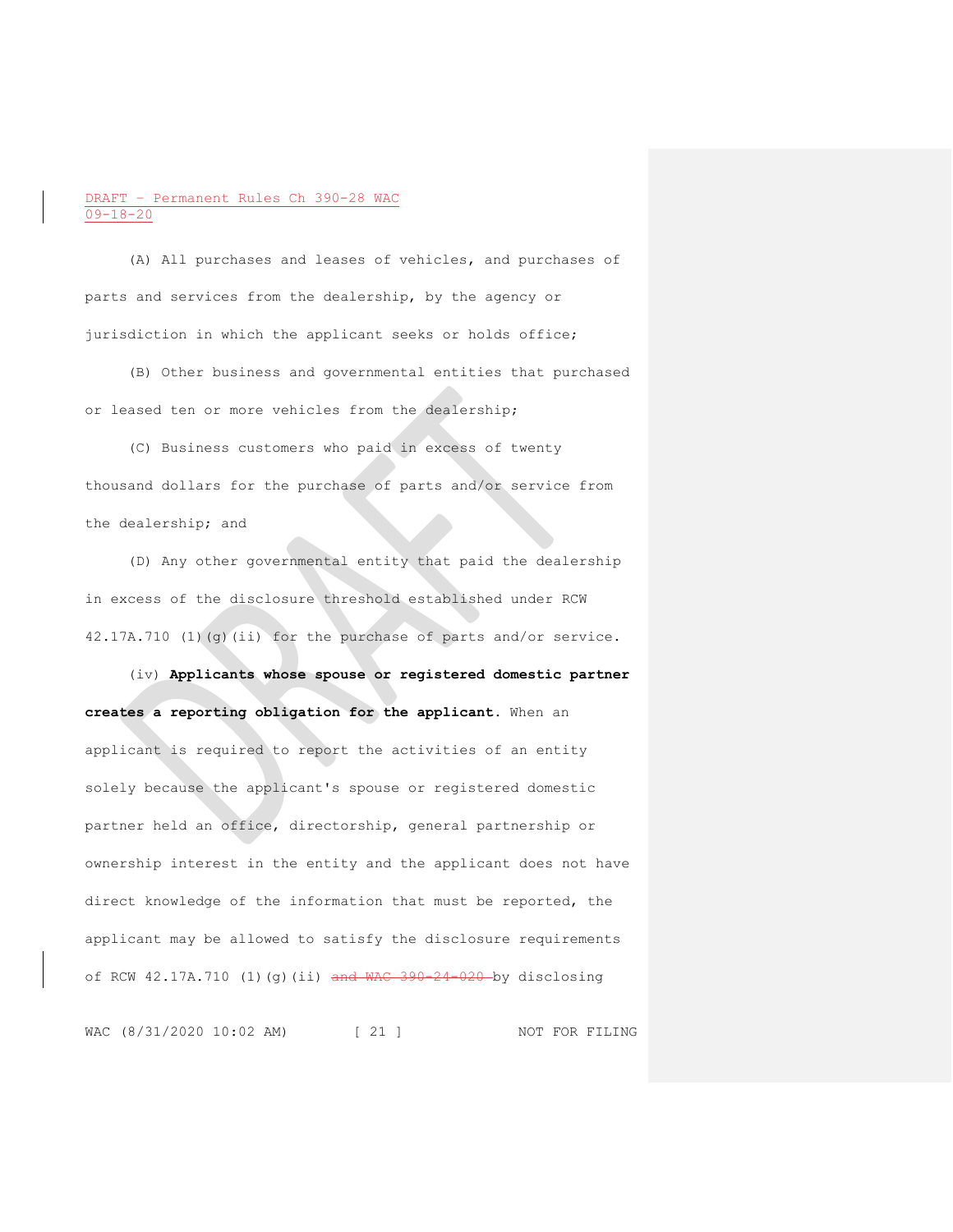(A) All purchases and leases of vehicles, and purchases of parts and services from the dealership, by the agency or jurisdiction in which the applicant seeks or holds office;

(B) Other business and governmental entities that purchased or leased ten or more vehicles from the dealership;

(C) Business customers who paid in excess of twenty thousand dollars for the purchase of parts and/or service from the dealership; and

(D) Any other governmental entity that paid the dealership in excess of the disclosure threshold established under RCW 42.17A.710 (1)(g)(ii) for the purchase of parts and/or service.

(iv) **Applicants whose spouse or registered domestic partner creates a reporting obligation for the applicant.** When an applicant is required to report the activities of an entity solely because the applicant's spouse or registered domestic partner held an office, directorship, general partnership or ownership interest in the entity and the applicant does not have direct knowledge of the information that must be reported, the applicant may be allowed to satisfy the disclosure requirements of RCW 42.17A.710 (1)(g)(ii) ~~and WAC 390-24-020~~ by disclosing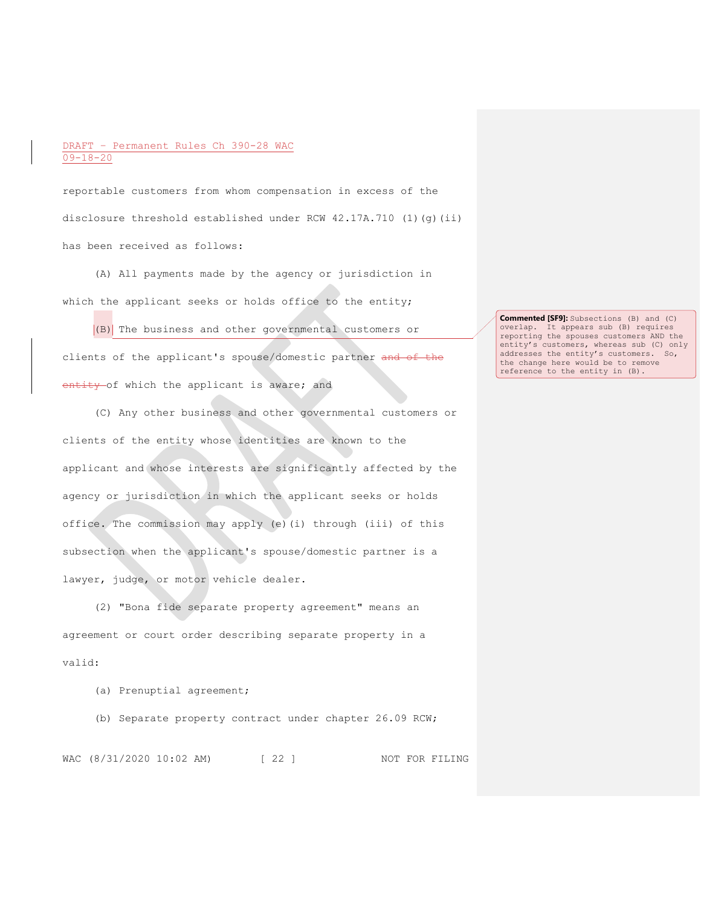reportable customers from whom compensation in excess of the disclosure threshold established under RCW 42.17A.710 (1)(g)(ii) has been received as follows:

(A) All payments made by the agency or jurisdiction in which the applicant seeks or holds office to the entity;

(B) The business and other governmental customers or clients of the applicant's spouse/domestic partner ~~and of the entity~~ of which the applicant is aware; and

(C) Any other business and other governmental customers or clients of the entity whose identities are known to the applicant and whose interests are significantly affected by the agency or jurisdiction in which the applicant seeks or holds office. The commission may apply (e)(i) through (iii) of this subsection when the applicant's spouse/domestic partner is a lawyer, judge, or motor vehicle dealer.

(2) "Bona fide separate property agreement" means an agreement or court order describing separate property in a valid:

(a) Prenuptial agreement;

(b) Separate property contract under chapter 26.09 RCW;

**Commented [SF9]:** Subsections (B) and (C) overlap. It appears sub (B) requires reporting the spouses customers AND the entity's customers, whereas sub (C) only addresses the entity's customers. So, the change here would be to remove reference to the entity in (B).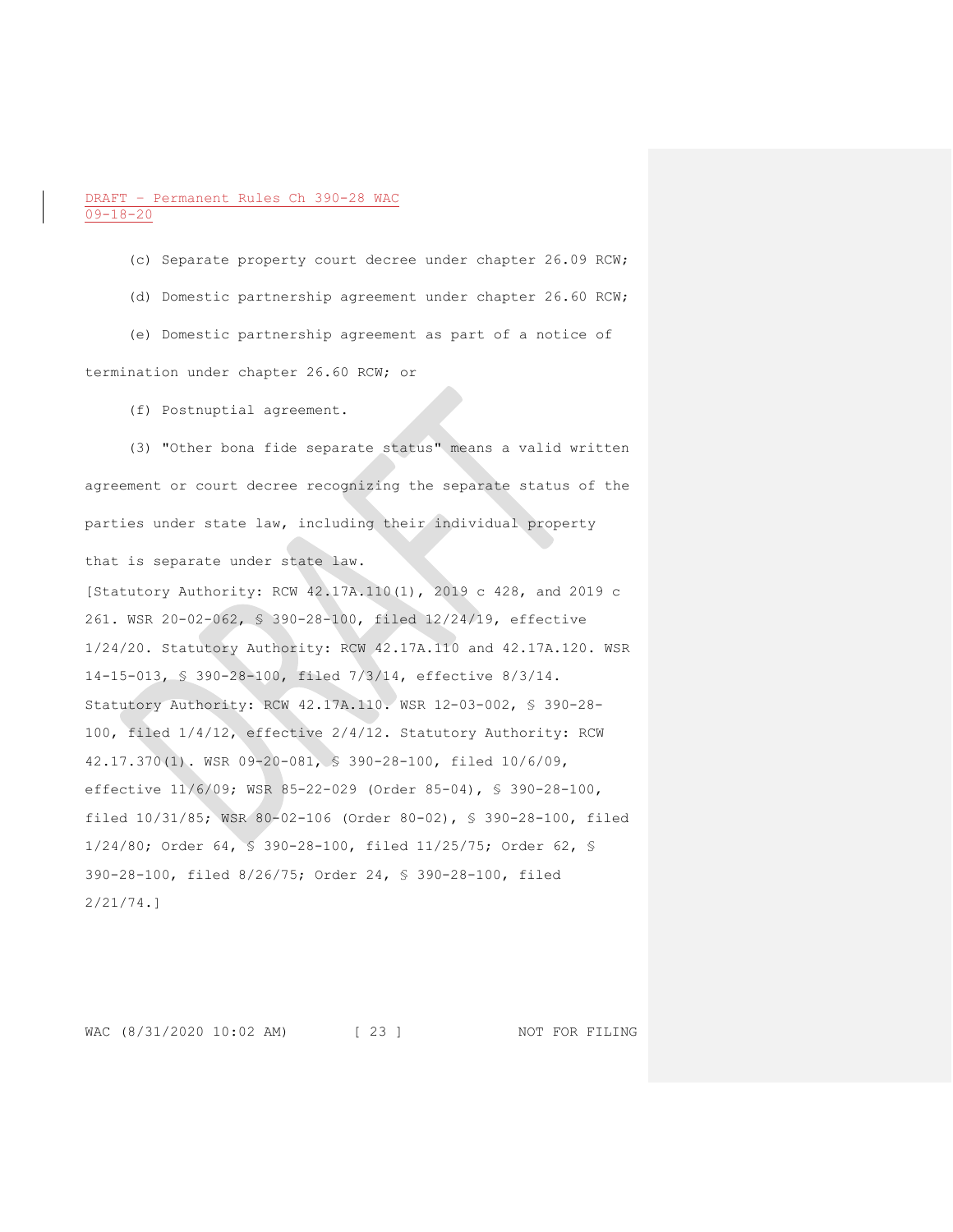(c) Separate property court decree under chapter 26.09 RCW;

(d) Domestic partnership agreement under chapter 26.60 RCW;

(e) Domestic partnership agreement as part of a notice of termination under chapter 26.60 RCW; or

(f) Postnuptial agreement.

(3) "Other bona fide separate status" means a valid written agreement or court decree recognizing the separate status of the parties under state law, including their individual property that is separate under state law.

[Statutory Authority: RCW 42.17A.110(1), 2019 c 428, and 2019 c 261. WSR 20-02-062, § 390-28-100, filed 12/24/19, effective 1/24/20. Statutory Authority: RCW 42.17A.110 and 42.17A.120. WSR 14-15-013, § 390-28-100, filed 7/3/14, effective 8/3/14. Statutory Authority: RCW 42.17A.110. WSR 12-03-002, § 390-28-100, filed 1/4/12, effective 2/4/12. Statutory Authority: RCW 42.17.370(1). WSR 09-20-081, § 390-28-100, filed 10/6/09, effective 11/6/09; WSR 85-22-029 (Order 85-04), § 390-28-100, filed 10/31/85; WSR 80-02-106 (Order 80-02), § 390-28-100, filed 1/24/80; Order 64, § 390-28-100, filed 11/25/75; Order 62, § 390-28-100, filed 8/26/75; Order 24, § 390-28-100, filed 2/21/74.]